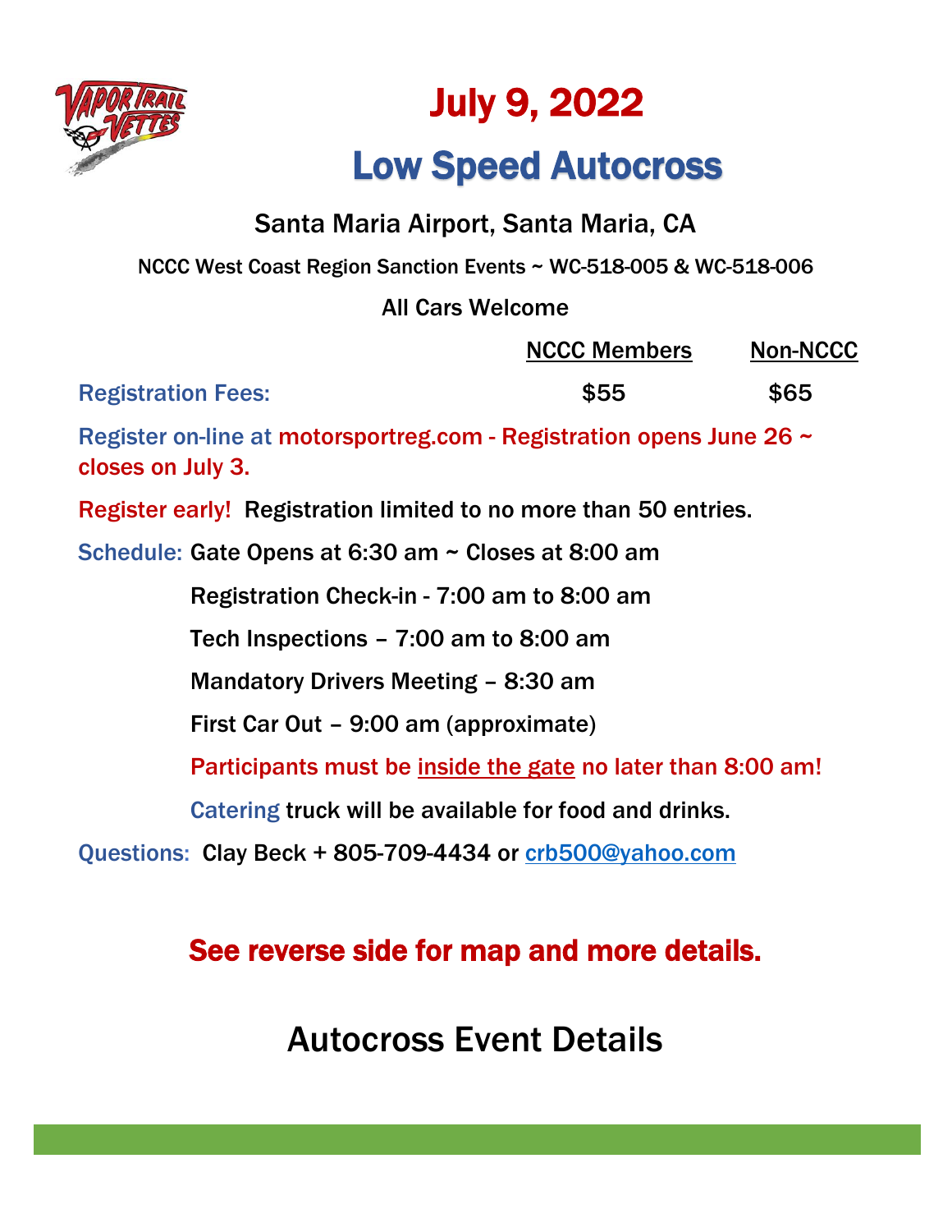# July 9, 2022

# Low Speed Autocross

Santa Maria Airport, Santa Maria, CA

NCCC West Coast Region Sanction Events ~ WC-518-005 & WC-518-006

All Cars Welcome

| | NCCC Members | Non-NCCC |
|---|---|---|
| Registration Fees: | $55 | $65 |

Register on-line at motorsportreg.com - Registration opens June 26 ~ closes on July 3.

Register early! Registration limited to no more than 50 entries.

Schedule: Gate Opens at 6:30 am ~ Closes at 8:00 am

Registration Check-in - 7:00 am to 8:00 am

Tech Inspections – 7:00 am to 8:00 am

Mandatory Drivers Meeting – 8:30 am

First Car Out – 9:00 am (approximate)

Participants must be inside the gate no later than 8:00 am!

Catering truck will be available for food and drinks.

Questions: Clay Beck + 805-709-4434 or crb500@yahoo.com

**See reverse side for map and more details.**

## Autocross Event Details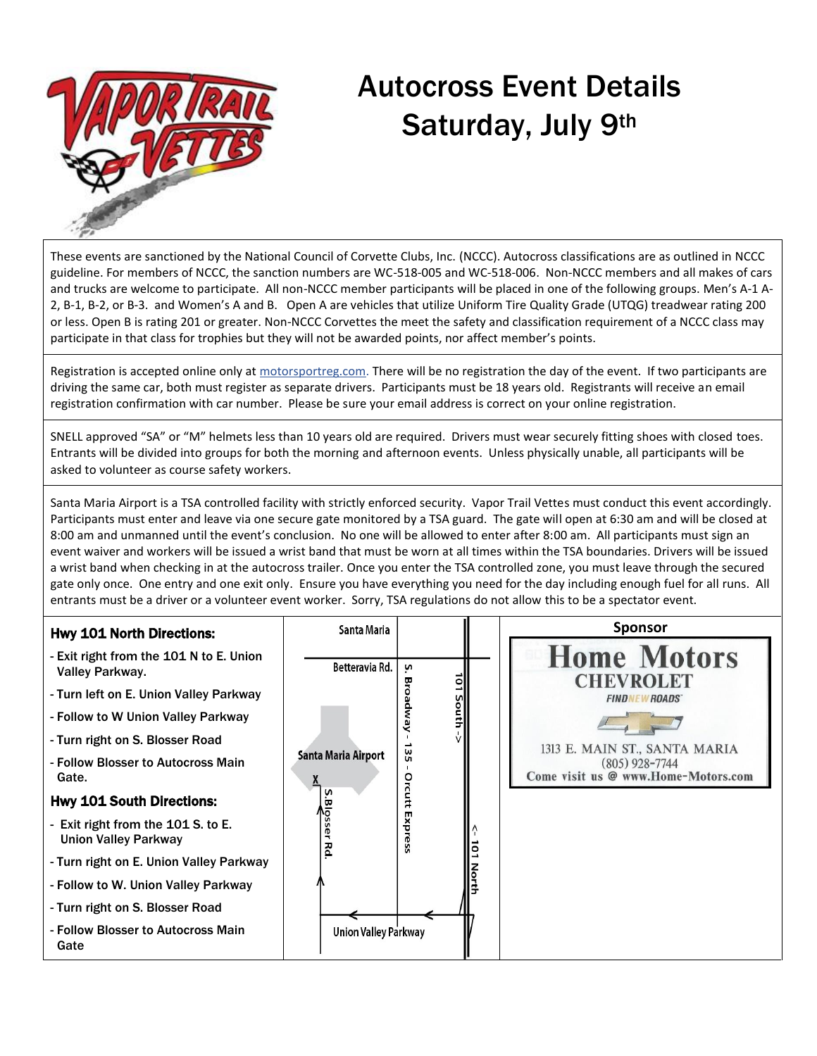# Autocross Event Details
## Saturday, July 9th

These events are sanctioned by the National Council of Corvette Clubs, Inc. (NCCC). Autocross classifications are as outlined in NCCC guideline. For members of NCCC, the sanction numbers are WC-518-005 and WC-518-006. Non-NCCC members and all makes of cars and trucks are welcome to participate. All non-NCCC member participants will be placed in one of the following groups. Men's A-1 A-2, B-1, B-2, or B-3. and Women's A and B. Open A are vehicles that utilize Uniform Tire Quality Grade (UTQG) treadwear rating 200 or less. Open B is rating 201 or greater. Non-NCCC Corvettes the meet the safety and classification requirement of a NCCC class may participate in that class for trophies but they will not be awarded points, nor affect member's points.

Registration is accepted online only at motorsportreg.com. There will be no registration the day of the event. If two participants are driving the same car, both must register as separate drivers. Participants must be 18 years old. Registrants will receive an email registration confirmation with car number. Please be sure your email address is correct on your online registration.

SNELL approved "SA" or "M" helmets less than 10 years old are required. Drivers must wear securely fitting shoes with closed toes. Entrants will be divided into groups for both the morning and afternoon events. Unless physically unable, all participants will be asked to volunteer as course safety workers.

Santa Maria Airport is a TSA controlled facility with strictly enforced security. Vapor Trail Vettes must conduct this event accordingly. Participants must enter and leave via one secure gate monitored by a TSA guard. The gate will open at 6:30 am and will be closed at 8:00 am and unmanned until the event's conclusion. No one will be allowed to enter after 8:00 am. All participants must sign an event waiver and workers will be issued a wrist band that must be worn at all times within the TSA boundaries. Drivers will be issued a wrist band when checking in at the autocross trailer. Once you enter the TSA controlled zone, you must leave through the secured gate only once. One entry and one exit only. Ensure you have everything you need for the day including enough fuel for all runs. All entrants must be a driver or a volunteer event worker. Sorry, TSA regulations do not allow this to be a spectator event.

### Hwy 101 North Directions:

- Exit right from the 101 N to E. Union Valley Parkway.
- Turn left on E. Union Valley Parkway
- Follow to W Union Valley Parkway
- Turn right on S. Blosser Road
- Follow Blosser to Autocross Main Gate.

### Hwy 101 South Directions:

- Exit right from the 101 S. to E. Union Valley Parkway
- Turn right on E. Union Valley Parkway
- Follow to W. Union Valley Parkway
- Turn right on S. Blosser Road
- Follow Blosser to Autocross Main Gate

Santa Maria
Betteravia Rd.
S. Broadway - 135 - Orcutt Express
101 South ->
Santa Maria Airport
X
S.Blosser Rd.
<- 101 North
Union Valley Parkway

**Sponsor**

Home Motors
CHEVROLET
FIND NEW ROADS
1313 E. MAIN ST., SANTA MARIA
(805) 928-7744
Come visit us @ www.Home-Motors.com